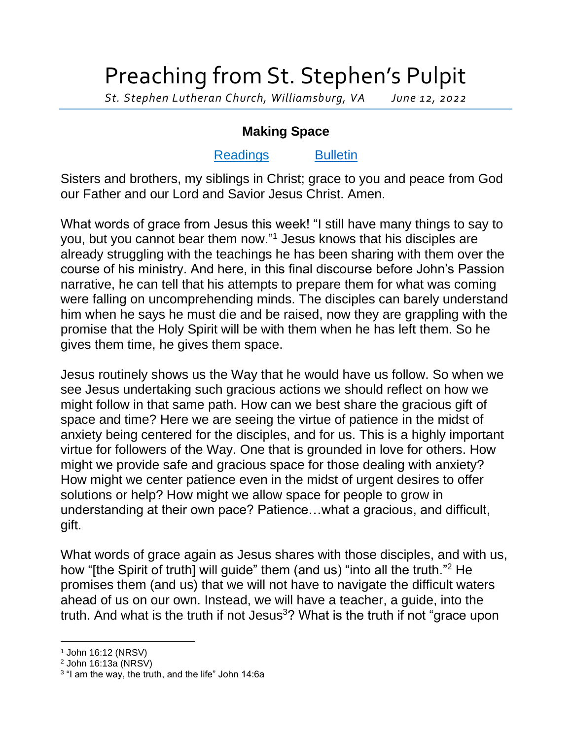# Preaching from St. Stephen's Pulpit

*St. Stephen Lutheran Church, Williamsburg, VA June 12, 2022*

## Making Space

Readings Bulletin

Sisters and brothers, my siblings in Christ; grace to you and peace from God our Father and our Lord and Savior Jesus Christ. Amen.

What words of grace from Jesus this week! "I still have many things to say to you, but you cannot bear them now."[1] Jesus knows that his disciples are already struggling with the teachings he has been sharing with them over the course of his ministry. And here, in this final discourse before John's Passion narrative, he can tell that his attempts to prepare them for what was coming were falling on uncomprehending minds. The disciples can barely understand him when he says he must die and be raised, now they are grappling with the promise that the Holy Spirit will be with them when he has left them. So he gives them time, he gives them space.

Jesus routinely shows us the Way that he would have us follow. So when we see Jesus undertaking such gracious actions we should reflect on how we might follow in that same path. How can we best share the gracious gift of space and time? Here we are seeing the virtue of patience in the midst of anxiety being centered for the disciples, and for us. This is a highly important virtue for followers of the Way. One that is grounded in love for others. How might we provide safe and gracious space for those dealing with anxiety? How might we center patience even in the midst of urgent desires to offer solutions or help? How might we allow space for people to grow in understanding at their own pace? Patience…what a gracious, and difficult, gift.

What words of grace again as Jesus shares with those disciples, and with us, how "[the Spirit of truth] will guide" them (and us) "into all the truth."[2] He promises them (and us) that we will not have to navigate the difficult waters ahead of us on our own. Instead, we will have a teacher, a guide, into the truth. And what is the truth if not Jesus[3]? What is the truth if not "grace upon

---

[1] John 16:12 (NRSV)

[2] John 16:13a (NRSV)

[3] "I am the way, the truth, and the life" John 14:6a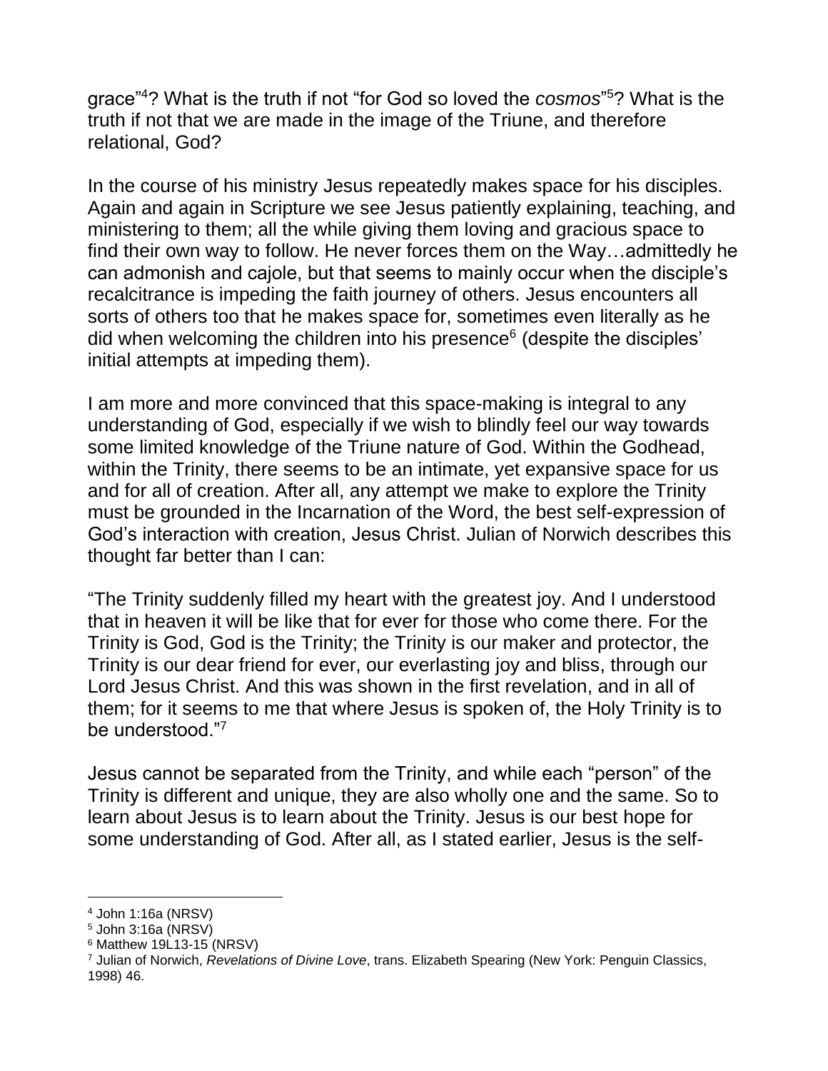grace"[4]? What is the truth if not "for God so loved the *cosmos*"[5]? What is the truth if not that we are made in the image of the Triune, and therefore relational, God?

In the course of his ministry Jesus repeatedly makes space for his disciples. Again and again in Scripture we see Jesus patiently explaining, teaching, and ministering to them; all the while giving them loving and gracious space to find their own way to follow. He never forces them on the Way…admittedly he can admonish and cajole, but that seems to mainly occur when the disciple's recalcitrance is impeding the faith journey of others. Jesus encounters all sorts of others too that he makes space for, sometimes even literally as he did when welcoming the children into his presence[6] (despite the disciples' initial attempts at impeding them).

I am more and more convinced that this space-making is integral to any understanding of God, especially if we wish to blindly feel our way towards some limited knowledge of the Triune nature of God. Within the Godhead, within the Trinity, there seems to be an intimate, yet expansive space for us and for all of creation. After all, any attempt we make to explore the Trinity must be grounded in the Incarnation of the Word, the best self-expression of God's interaction with creation, Jesus Christ. Julian of Norwich describes this thought far better than I can:

"The Trinity suddenly filled my heart with the greatest joy. And I understood that in heaven it will be like that for ever for those who come there. For the Trinity is God, God is the Trinity; the Trinity is our maker and protector, the Trinity is our dear friend for ever, our everlasting joy and bliss, through our Lord Jesus Christ. And this was shown in the first revelation, and in all of them; for it seems to me that where Jesus is spoken of, the Holy Trinity is to be understood."[7]

Jesus cannot be separated from the Trinity, and while each "person" of the Trinity is different and unique, they are also wholly one and the same. So to learn about Jesus is to learn about the Trinity. Jesus is our best hope for some understanding of God. After all, as I stated earlier, Jesus is the self-

---

[4] John 1:16a (NRSV)

[5] John 3:16a (NRSV)

[6] Matthew 19L13-15 (NRSV)

[7] Julian of Norwich, *Revelations of Divine Love*, trans. Elizabeth Spearing (New York: Penguin Classics, 1998) 46.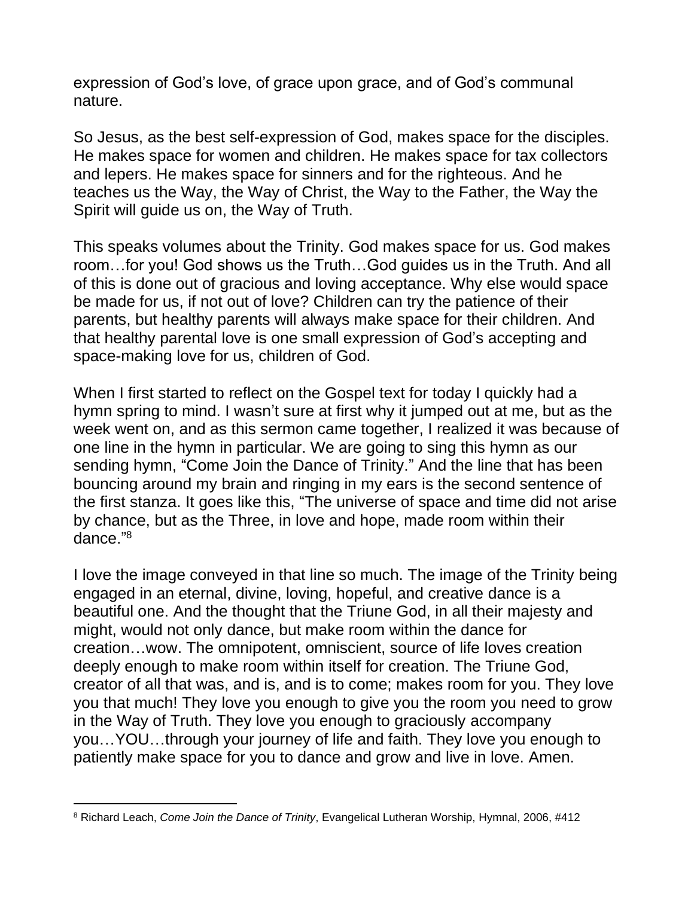expression of God's love, of grace upon grace, and of God's communal nature.

So Jesus, as the best self-expression of God, makes space for the disciples. He makes space for women and children. He makes space for tax collectors and lepers. He makes space for sinners and for the righteous. And he teaches us the Way, the Way of Christ, the Way to the Father, the Way the Spirit will guide us on, the Way of Truth.

This speaks volumes about the Trinity. God makes space for us. God makes room…for you! God shows us the Truth…God guides us in the Truth. And all of this is done out of gracious and loving acceptance. Why else would space be made for us, if not out of love? Children can try the patience of their parents, but healthy parents will always make space for their children. And that healthy parental love is one small expression of God's accepting and space-making love for us, children of God.

When I first started to reflect on the Gospel text for today I quickly had a hymn spring to mind. I wasn't sure at first why it jumped out at me, but as the week went on, and as this sermon came together, I realized it was because of one line in the hymn in particular. We are going to sing this hymn as our sending hymn, "Come Join the Dance of Trinity." And the line that has been bouncing around my brain and ringing in my ears is the second sentence of the first stanza. It goes like this, "The universe of space and time did not arise by chance, but as the Three, in love and hope, made room within their dance."[8]

I love the image conveyed in that line so much. The image of the Trinity being engaged in an eternal, divine, loving, hopeful, and creative dance is a beautiful one. And the thought that the Triune God, in all their majesty and might, would not only dance, but make room within the dance for creation…wow. The omnipotent, omniscient, source of life loves creation deeply enough to make room within itself for creation. The Triune God, creator of all that was, and is, and is to come; makes room for you. They love you that much! They love you enough to give you the room you need to grow in the Way of Truth. They love you enough to graciously accompany you…YOU…through your journey of life and faith. They love you enough to patiently make space for you to dance and grow and live in love. Amen.

---

[8] Richard Leach, *Come Join the Dance of Trinity*, Evangelical Lutheran Worship, Hymnal, 2006, #412